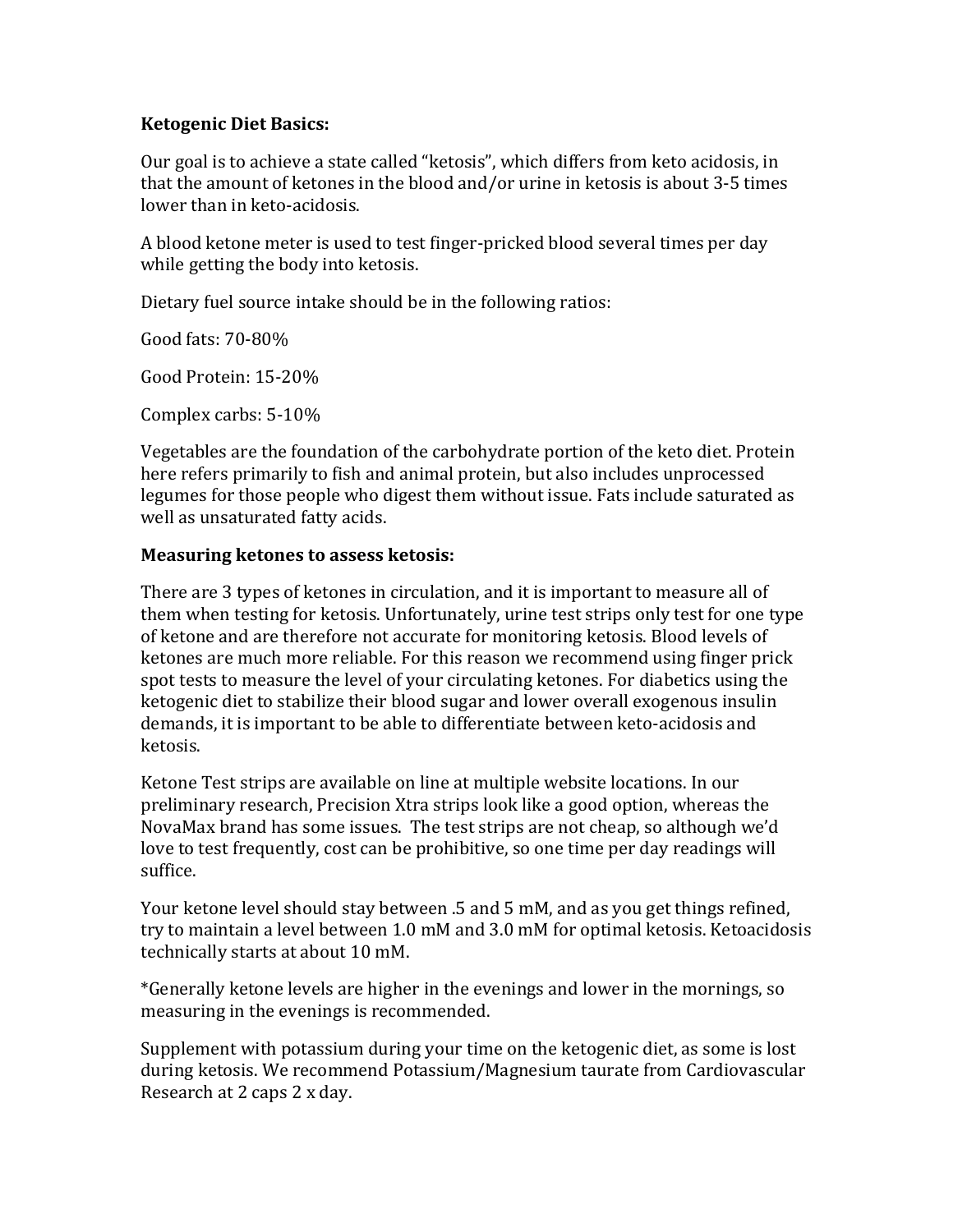**Ketogenic Diet Basics:**

Our goal is to achieve a state called "ketosis", which differs from keto acidosis, in that the amount of ketones in the blood and/or urine in ketosis is about 3-5 times lower than in keto-acidosis.

A blood ketone meter is used to test finger-pricked blood several times per day while getting the body into ketosis.

Dietary fuel source intake should be in the following ratios:

Good fats: 70-80%

Good Protein: 15-20%

Complex carbs: 5-10%

Vegetables are the foundation of the carbohydrate portion of the keto diet. Protein here refers primarily to fish and animal protein, but also includes unprocessed legumes for those people who digest them without issue. Fats include saturated as well as unsaturated fatty acids.

**Measuring ketones to assess ketosis:**

There are 3 types of ketones in circulation, and it is important to measure all of them when testing for ketosis. Unfortunately, urine test strips only test for one type of ketone and are therefore not accurate for monitoring ketosis. Blood levels of ketones are much more reliable. For this reason we recommend using finger prick spot tests to measure the level of your circulating ketones. For diabetics using the ketogenic diet to stabilize their blood sugar and lower overall exogenous insulin demands, it is important to be able to differentiate between keto-acidosis and ketosis.

Ketone Test strips are available on line at multiple website locations. In our preliminary research, Precision Xtra strips look like a good option, whereas the NovaMax brand has some issues. The test strips are not cheap, so although we'd love to test frequently, cost can be prohibitive, so one time per day readings will suffice.

Your ketone level should stay between .5 and 5 mM, and as you get things refined, try to maintain a level between 1.0 mM and 3.0 mM for optimal ketosis. Ketoacidosis technically starts at about 10 mM.

*Generally ketone levels are higher in the evenings and lower in the mornings, so measuring in the evenings is recommended.

Supplement with potassium during your time on the ketogenic diet, as some is lost during ketosis. We recommend Potassium/Magnesium taurate from Cardiovascular Research at 2 caps 2 x day.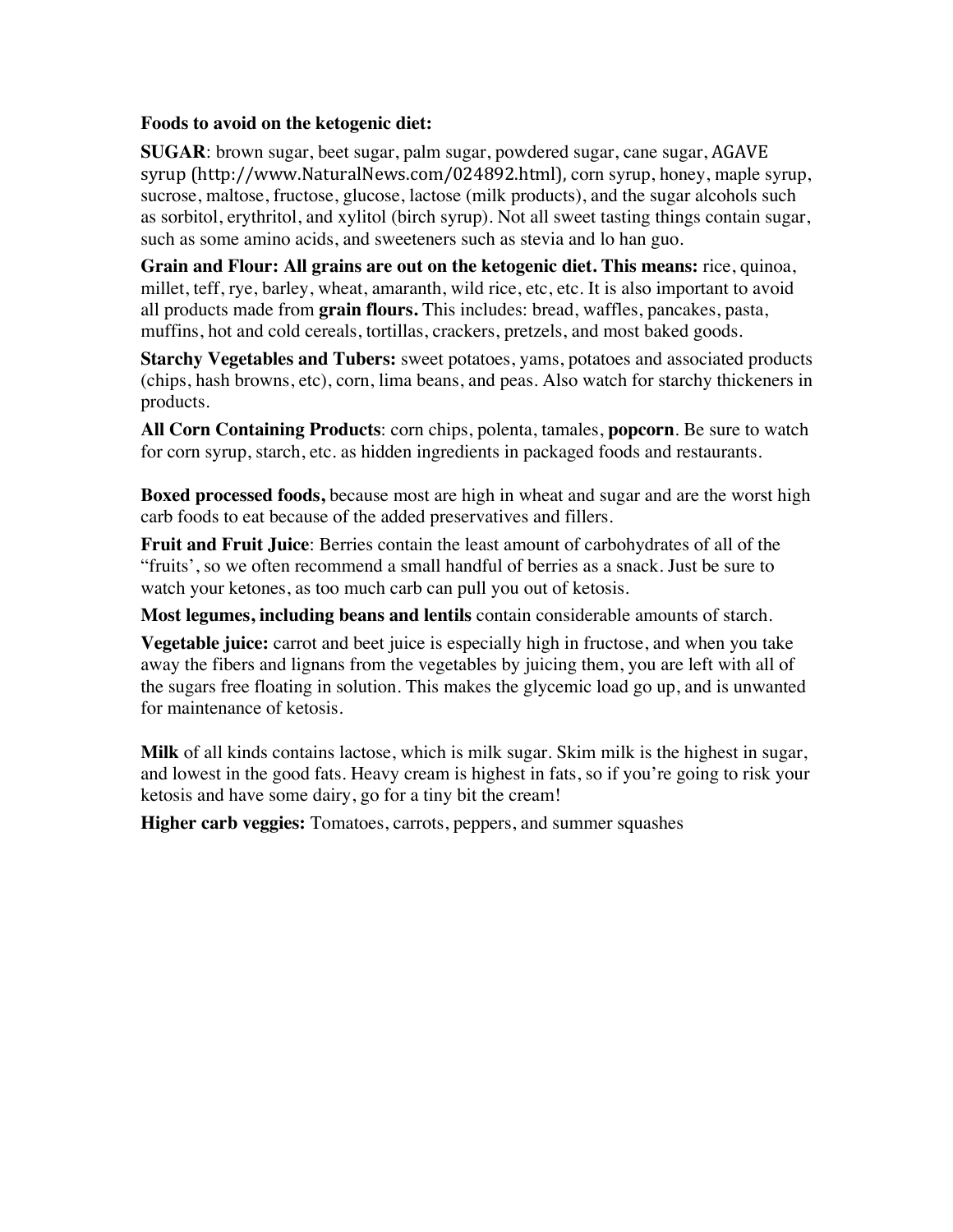**Foods to avoid on the ketogenic diet:**

**SUGAR**: brown sugar, beet sugar, palm sugar, powdered sugar, cane sugar, AGAVE syrup (http://www.NaturalNews.com/024892.html), corn syrup, honey, maple syrup, sucrose, maltose, fructose, glucose, lactose (milk products), and the sugar alcohols such as sorbitol, erythritol, and xylitol (birch syrup). Not all sweet tasting things contain sugar, such as some amino acids, and sweeteners such as stevia and lo han guo.

**Grain and Flour: All grains are out on the ketogenic diet. This means:** rice, quinoa, millet, teff, rye, barley, wheat, amaranth, wild rice, etc, etc. It is also important to avoid all products made from **grain flours.** This includes: bread, waffles, pancakes, pasta, muffins, hot and cold cereals, tortillas, crackers, pretzels, and most baked goods.

**Starchy Vegetables and Tubers:** sweet potatoes, yams, potatoes and associated products (chips, hash browns, etc), corn, lima beans, and peas. Also watch for starchy thickeners in products.

**All Corn Containing Products**: corn chips, polenta, tamales, **popcorn**. Be sure to watch for corn syrup, starch, etc. as hidden ingredients in packaged foods and restaurants.

**Boxed processed foods,** because most are high in wheat and sugar and are the worst high carb foods to eat because of the added preservatives and fillers.

**Fruit and Fruit Juice**: Berries contain the least amount of carbohydrates of all of the "fruits', so we often recommend a small handful of berries as a snack. Just be sure to watch your ketones, as too much carb can pull you out of ketosis.

**Most legumes, including beans and lentils** contain considerable amounts of starch.

**Vegetable juice:** carrot and beet juice is especially high in fructose, and when you take away the fibers and lignans from the vegetables by juicing them, you are left with all of the sugars free floating in solution. This makes the glycemic load go up, and is unwanted for maintenance of ketosis.

**Milk** of all kinds contains lactose, which is milk sugar. Skim milk is the highest in sugar, and lowest in the good fats. Heavy cream is highest in fats, so if you're going to risk your ketosis and have some dairy, go for a tiny bit the cream!

**Higher carb veggies:** Tomatoes, carrots, peppers, and summer squashes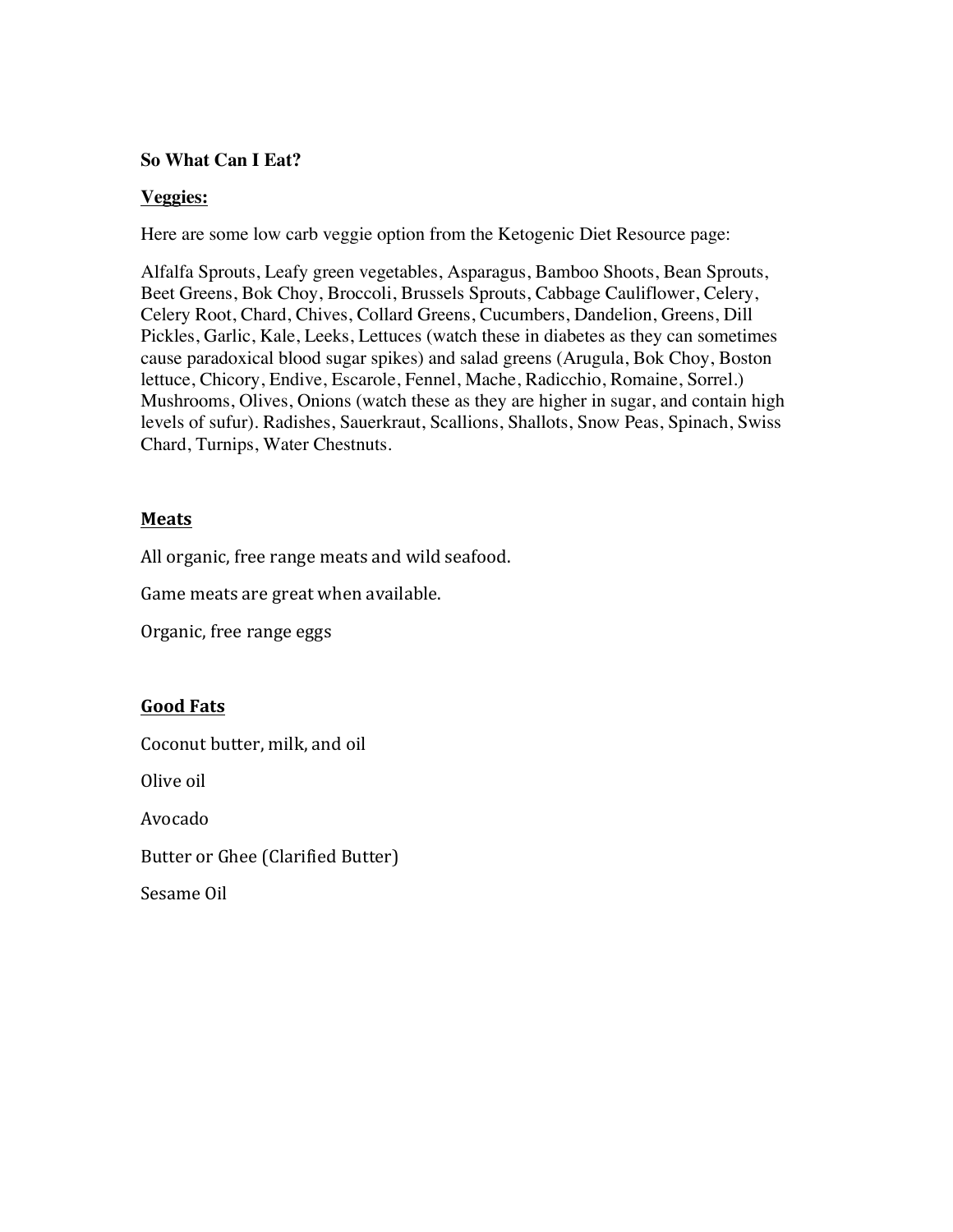**So What Can I Eat?**

**Veggies:**

Here are some low carb veggie option from the Ketogenic Diet Resource page:

Alfalfa Sprouts, Leafy green vegetables, Asparagus, Bamboo Shoots, Bean Sprouts, Beet Greens, Bok Choy, Broccoli, Brussels Sprouts, Cabbage Cauliflower, Celery, Celery Root, Chard, Chives, Collard Greens, Cucumbers, Dandelion, Greens, Dill Pickles, Garlic, Kale, Leeks, Lettuces (watch these in diabetes as they can sometimes cause paradoxical blood sugar spikes) and salad greens (Arugula, Bok Choy, Boston lettuce, Chicory, Endive, Escarole, Fennel, Mache, Radicchio, Romaine, Sorrel.) Mushrooms, Olives, Onions (watch these as they are higher in sugar, and contain high levels of sufur). Radishes, Sauerkraut, Scallions, Shallots, Snow Peas, Spinach, Swiss Chard, Turnips, Water Chestnuts.

**Meats**

All organic, free range meats and wild seafood.

Game meats are great when available.

Organic, free range eggs

**Good Fats**

Coconut butter, milk, and oil

Olive oil

Avocado

Butter or Ghee (Clarified Butter)

Sesame Oil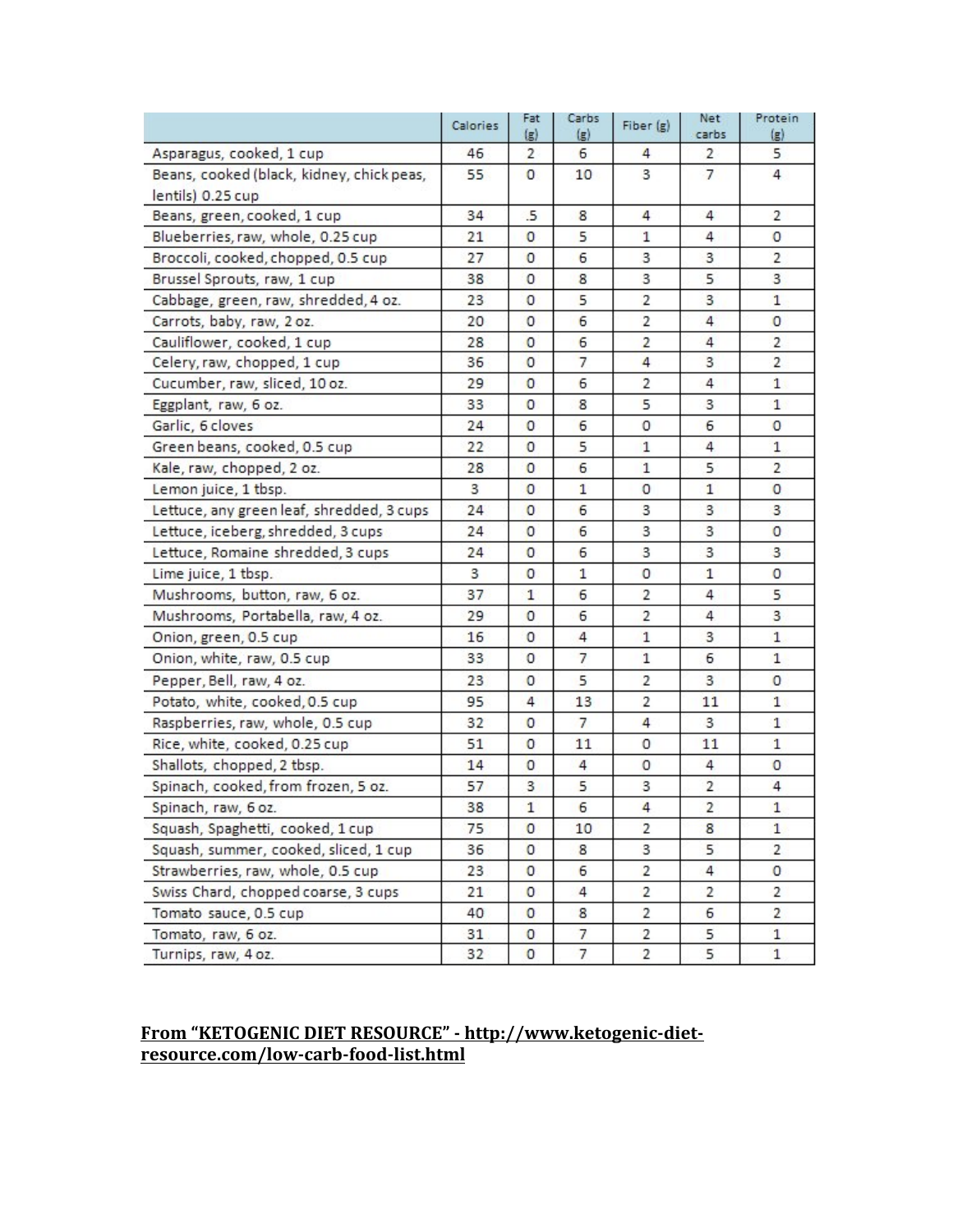| | Calories | Fat (g) | Carbs (g) | Fiber (g) | Net carbs | Protein (g) |
|---|---|---|---|---|---|---|
| Asparagus, cooked, 1 cup | 46 | 2 | 6 | 4 | 2 | 5 |
| Beans, cooked (black, kidney, chick peas, lentils) 0.25 cup | 55 | 0 | 10 | 3 | 7 | 4 |
| Beans, green, cooked, 1 cup | 34 | .5 | 8 | 4 | 4 | 2 |
| Blueberries, raw, whole, 0.25 cup | 21 | 0 | 5 | 1 | 4 | 0 |
| Broccoli, cooked, chopped, 0.5 cup | 27 | 0 | 6 | 3 | 3 | 2 |
| Brussel Sprouts, raw, 1 cup | 38 | 0 | 8 | 3 | 5 | 3 |
| Cabbage, green, raw, shredded, 4 oz. | 23 | 0 | 5 | 2 | 3 | 1 |
| Carrots, baby, raw, 2 oz. | 20 | 0 | 6 | 2 | 4 | 0 |
| Cauliflower, cooked, 1 cup | 28 | 0 | 6 | 2 | 4 | 2 |
| Celery, raw, chopped, 1 cup | 36 | 0 | 7 | 4 | 3 | 2 |
| Cucumber, raw, sliced, 10 oz. | 29 | 0 | 6 | 2 | 4 | 1 |
| Eggplant, raw, 6 oz. | 33 | 0 | 8 | 5 | 3 | 1 |
| Garlic, 6 cloves | 24 | 0 | 6 | 0 | 6 | 0 |
| Green beans, cooked, 0.5 cup | 22 | 0 | 5 | 1 | 4 | 1 |
| Kale, raw, chopped, 2 oz. | 28 | 0 | 6 | 1 | 5 | 2 |
| Lemon juice, 1 tbsp. | 3 | 0 | 1 | 0 | 1 | 0 |
| Lettuce, any green leaf, shredded, 3 cups | 24 | 0 | 6 | 3 | 3 | 3 |
| Lettuce, iceberg, shredded, 3 cups | 24 | 0 | 6 | 3 | 3 | 0 |
| Lettuce, Romaine shredded, 3 cups | 24 | 0 | 6 | 3 | 3 | 3 |
| Lime juice, 1 tbsp. | 3 | 0 | 1 | 0 | 1 | 0 |
| Mushrooms, button, raw, 6 oz. | 37 | 1 | 6 | 2 | 4 | 5 |
| Mushrooms, Portabella, raw, 4 oz. | 29 | 0 | 6 | 2 | 4 | 3 |
| Onion, green, 0.5 cup | 16 | 0 | 4 | 1 | 3 | 1 |
| Onion, white, raw, 0.5 cup | 33 | 0 | 7 | 1 | 6 | 1 |
| Pepper, Bell, raw, 4 oz. | 23 | 0 | 5 | 2 | 3 | 0 |
| Potato, white, cooked, 0.5 cup | 95 | 4 | 13 | 2 | 11 | 1 |
| Raspberries, raw, whole, 0.5 cup | 32 | 0 | 7 | 4 | 3 | 1 |
| Rice, white, cooked, 0.25 cup | 51 | 0 | 11 | 0 | 11 | 1 |
| Shallots, chopped, 2 tbsp. | 14 | 0 | 4 | 0 | 4 | 0 |
| Spinach, cooked, from frozen, 5 oz. | 57 | 3 | 5 | 3 | 2 | 4 |
| Spinach, raw, 6 oz. | 38 | 1 | 6 | 4 | 2 | 1 |
| Squash, Spaghetti, cooked, 1 cup | 75 | 0 | 10 | 2 | 8 | 1 |
| Squash, summer, cooked, sliced, 1 cup | 36 | 0 | 8 | 3 | 5 | 2 |
| Strawberries, raw, whole, 0.5 cup | 23 | 0 | 6 | 2 | 4 | 0 |
| Swiss Chard, chopped coarse, 3 cups | 21 | 0 | 4 | 2 | 2 | 2 |
| Tomato sauce, 0.5 cup | 40 | 0 | 8 | 2 | 6 | 2 |
| Tomato, raw, 6 oz. | 31 | 0 | 7 | 2 | 5 | 1 |
| Turnips, raw, 4 oz. | 32 | 0 | 7 | 2 | 5 | 1 |

**From "KETOGENIC DIET RESOURCE" - http://www.ketogenic-diet-resource.com/low-carb-food-list.html**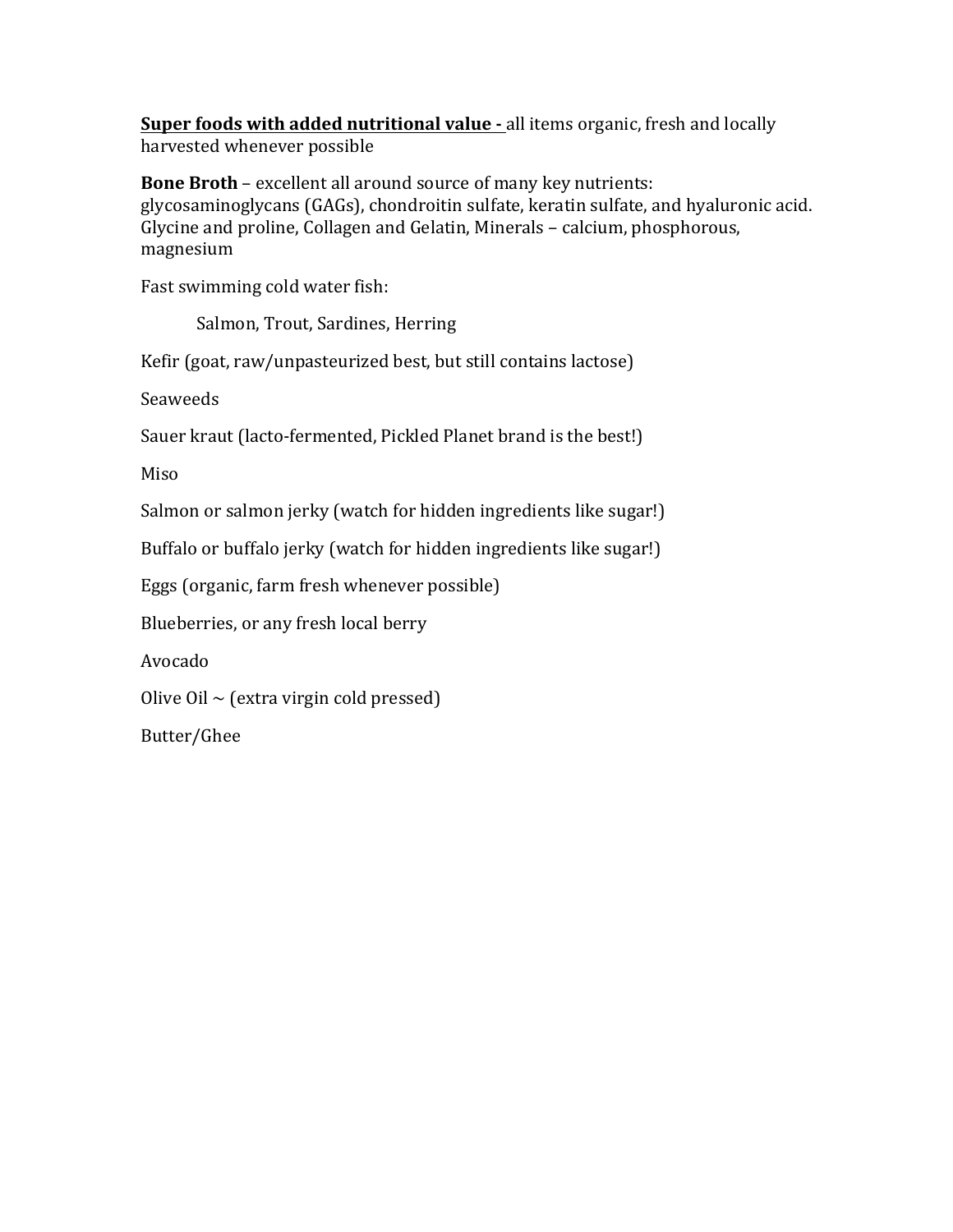**<u>Super foods with added nutritional value -</u>** all items organic, fresh and locally harvested whenever possible

**Bone Broth** – excellent all around source of many key nutrients: glycosaminoglycans (GAGs), chondroitin sulfate, keratin sulfate, and hyaluronic acid. Glycine and proline, Collagen and Gelatin, Minerals – calcium, phosphorous, magnesium

Fast swimming cold water fish:

Salmon, Trout, Sardines, Herring

Kefir (goat, raw/unpasteurized best, but still contains lactose)

Seaweeds

Sauer kraut (lacto-fermented, Pickled Planet brand is the best!)

Miso

Salmon or salmon jerky (watch for hidden ingredients like sugar!)

Buffalo or buffalo jerky (watch for hidden ingredients like sugar!)

Eggs (organic, farm fresh whenever possible)

Blueberries, or any fresh local berry

Avocado

Olive Oil ~ (extra virgin cold pressed)

Butter/Ghee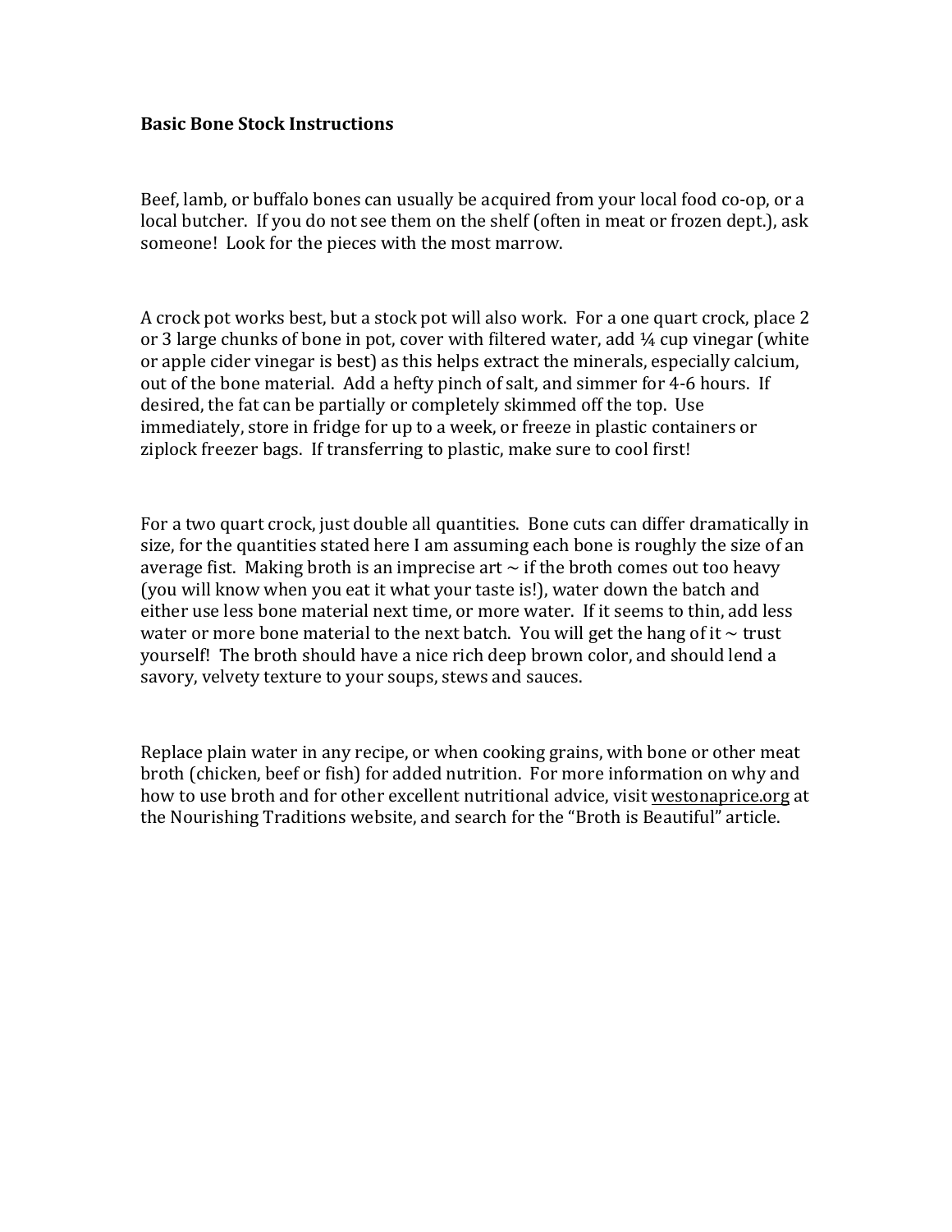**Basic Bone Stock Instructions**

Beef, lamb, or buffalo bones can usually be acquired from your local food co-op, or a local butcher. If you do not see them on the shelf (often in meat or frozen dept.), ask someone! Look for the pieces with the most marrow.

A crock pot works best, but a stock pot will also work. For a one quart crock, place 2 or 3 large chunks of bone in pot, cover with filtered water, add ¼ cup vinegar (white or apple cider vinegar is best) as this helps extract the minerals, especially calcium, out of the bone material. Add a hefty pinch of salt, and simmer for 4-6 hours. If desired, the fat can be partially or completely skimmed off the top. Use immediately, store in fridge for up to a week, or freeze in plastic containers or ziplock freezer bags. If transferring to plastic, make sure to cool first!

For a two quart crock, just double all quantities. Bone cuts can differ dramatically in size, for the quantities stated here I am assuming each bone is roughly the size of an average fist. Making broth is an imprecise art ~ if the broth comes out too heavy (you will know when you eat it what your taste is!), water down the batch and either use less bone material next time, or more water. If it seems to thin, add less water or more bone material to the next batch. You will get the hang of it ~ trust yourself! The broth should have a nice rich deep brown color, and should lend a savory, velvety texture to your soups, stews and sauces.

Replace plain water in any recipe, or when cooking grains, with bone or other meat broth (chicken, beef or fish) for added nutrition. For more information on why and how to use broth and for other excellent nutritional advice, visit westonaprice.org at the Nourishing Traditions website, and search for the "Broth is Beautiful" article.